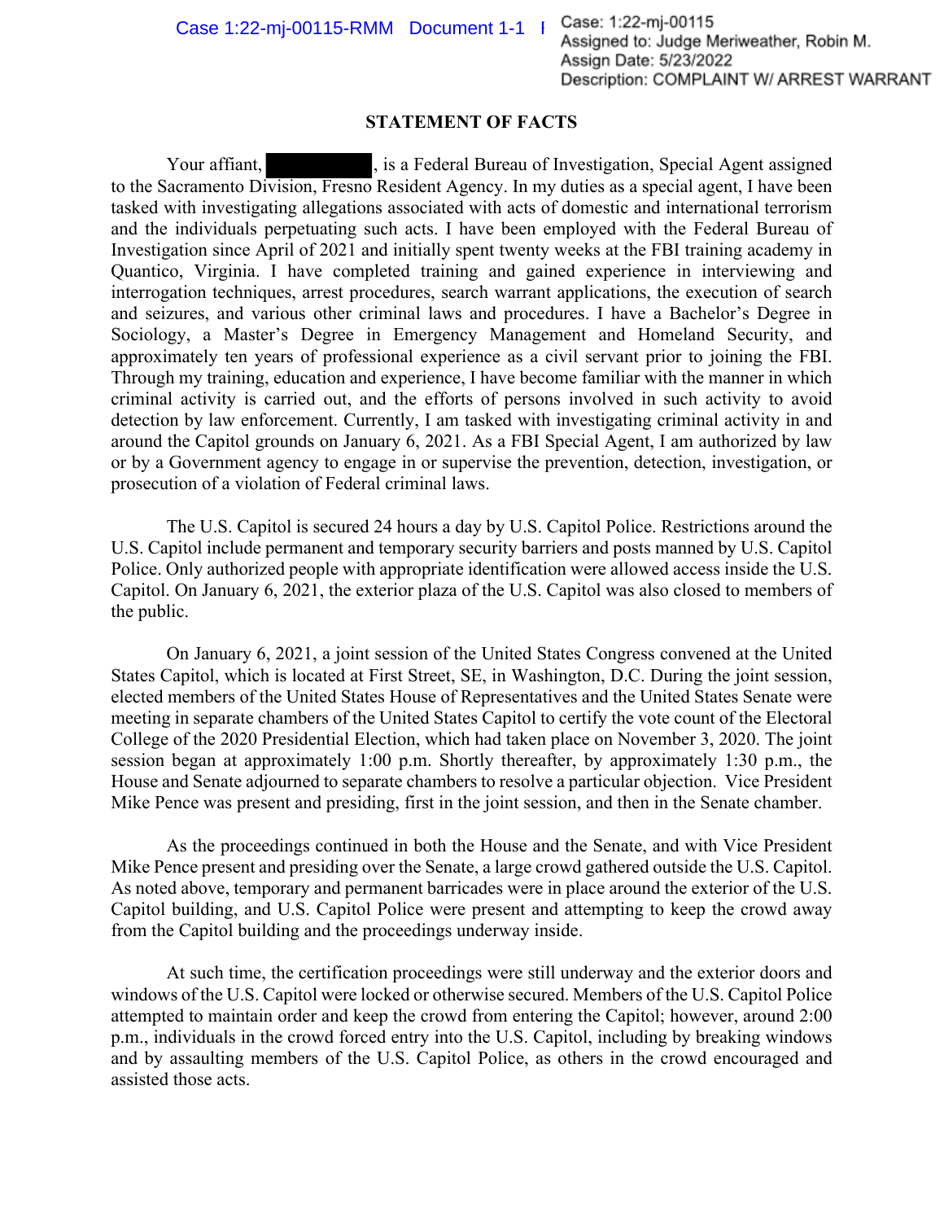## STATEMENT OF FACTS

Your affiant, ██████████, is a Federal Bureau of Investigation, Special Agent assigned to the Sacramento Division, Fresno Resident Agency. In my duties as a special agent, I have been tasked with investigating allegations associated with acts of domestic and international terrorism and the individuals perpetuating such acts. I have been employed with the Federal Bureau of Investigation since April of 2021 and initially spent twenty weeks at the FBI training academy in Quantico, Virginia. I have completed training and gained experience in interviewing and interrogation techniques, arrest procedures, search warrant applications, the execution of search and seizures, and various other criminal laws and procedures. I have a Bachelor's Degree in Sociology, a Master's Degree in Emergency Management and Homeland Security, and approximately ten years of professional experience as a civil servant prior to joining the FBI. Through my training, education and experience, I have become familiar with the manner in which criminal activity is carried out, and the efforts of persons involved in such activity to avoid detection by law enforcement. Currently, I am tasked with investigating criminal activity in and around the Capitol grounds on January 6, 2021. As a FBI Special Agent, I am authorized by law or by a Government agency to engage in or supervise the prevention, detection, investigation, or prosecution of a violation of Federal criminal laws.

The U.S. Capitol is secured 24 hours a day by U.S. Capitol Police. Restrictions around the U.S. Capitol include permanent and temporary security barriers and posts manned by U.S. Capitol Police. Only authorized people with appropriate identification were allowed access inside the U.S. Capitol. On January 6, 2021, the exterior plaza of the U.S. Capitol was also closed to members of the public.

On January 6, 2021, a joint session of the United States Congress convened at the United States Capitol, which is located at First Street, SE, in Washington, D.C. During the joint session, elected members of the United States House of Representatives and the United States Senate were meeting in separate chambers of the United States Capitol to certify the vote count of the Electoral College of the 2020 Presidential Election, which had taken place on November 3, 2020. The joint session began at approximately 1:00 p.m. Shortly thereafter, by approximately 1:30 p.m., the House and Senate adjourned to separate chambers to resolve a particular objection. Vice President Mike Pence was present and presiding, first in the joint session, and then in the Senate chamber.

As the proceedings continued in both the House and the Senate, and with Vice President Mike Pence present and presiding over the Senate, a large crowd gathered outside the U.S. Capitol. As noted above, temporary and permanent barricades were in place around the exterior of the U.S. Capitol building, and U.S. Capitol Police were present and attempting to keep the crowd away from the Capitol building and the proceedings underway inside.

At such time, the certification proceedings were still underway and the exterior doors and windows of the U.S. Capitol were locked or otherwise secured. Members of the U.S. Capitol Police attempted to maintain order and keep the crowd from entering the Capitol; however, around 2:00 p.m., individuals in the crowd forced entry into the U.S. Capitol, including by breaking windows and by assaulting members of the U.S. Capitol Police, as others in the crowd encouraged and assisted those acts.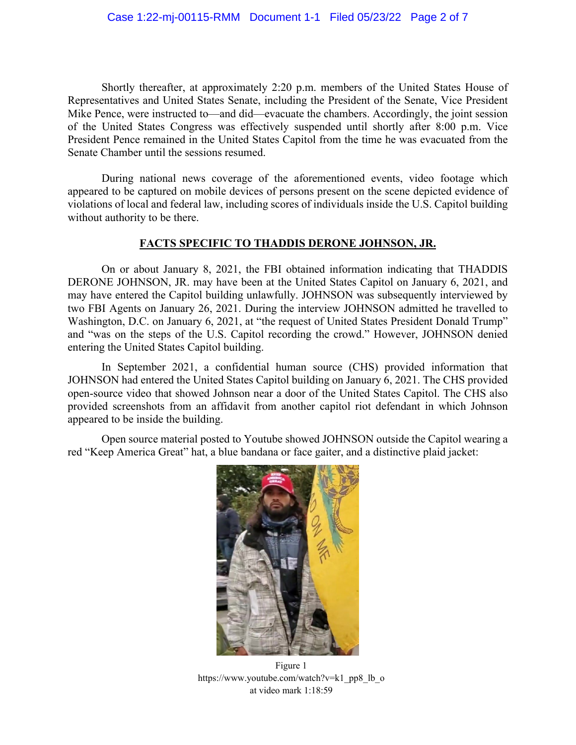Shortly thereafter, at approximately 2:20 p.m. members of the United States House of Representatives and United States Senate, including the President of the Senate, Vice President Mike Pence, were instructed to—and did—evacuate the chambers. Accordingly, the joint session of the United States Congress was effectively suspended until shortly after 8:00 p.m. Vice President Pence remained in the United States Capitol from the time he was evacuated from the Senate Chamber until the sessions resumed.

During national news coverage of the aforementioned events, video footage which appeared to be captured on mobile devices of persons present on the scene depicted evidence of violations of local and federal law, including scores of individuals inside the U.S. Capitol building without authority to be there.

## FACTS SPECIFIC TO THADDIS DERONE JOHNSON, JR.

On or about January 8, 2021, the FBI obtained information indicating that THADDIS DERONE JOHNSON, JR. may have been at the United States Capitol on January 6, 2021, and may have entered the Capitol building unlawfully. JOHNSON was subsequently interviewed by two FBI Agents on January 26, 2021. During the interview JOHNSON admitted he travelled to Washington, D.C. on January 6, 2021, at "the request of United States President Donald Trump" and "was on the steps of the U.S. Capitol recording the crowd." However, JOHNSON denied entering the United States Capitol building.

In September 2021, a confidential human source (CHS) provided information that JOHNSON had entered the United States Capitol building on January 6, 2021. The CHS provided open-source video that showed Johnson near a door of the United States Capitol. The CHS also provided screenshots from an affidavit from another capitol riot defendant in which Johnson appeared to be inside the building.

Open source material posted to Youtube showed JOHNSON outside the Capitol wearing a red "Keep America Great" hat, a blue bandana or face gaiter, and a distinctive plaid jacket:

Figure 1
https://www.youtube.com/watch?v=k1_pp8_lb_o
at video mark 1:18:59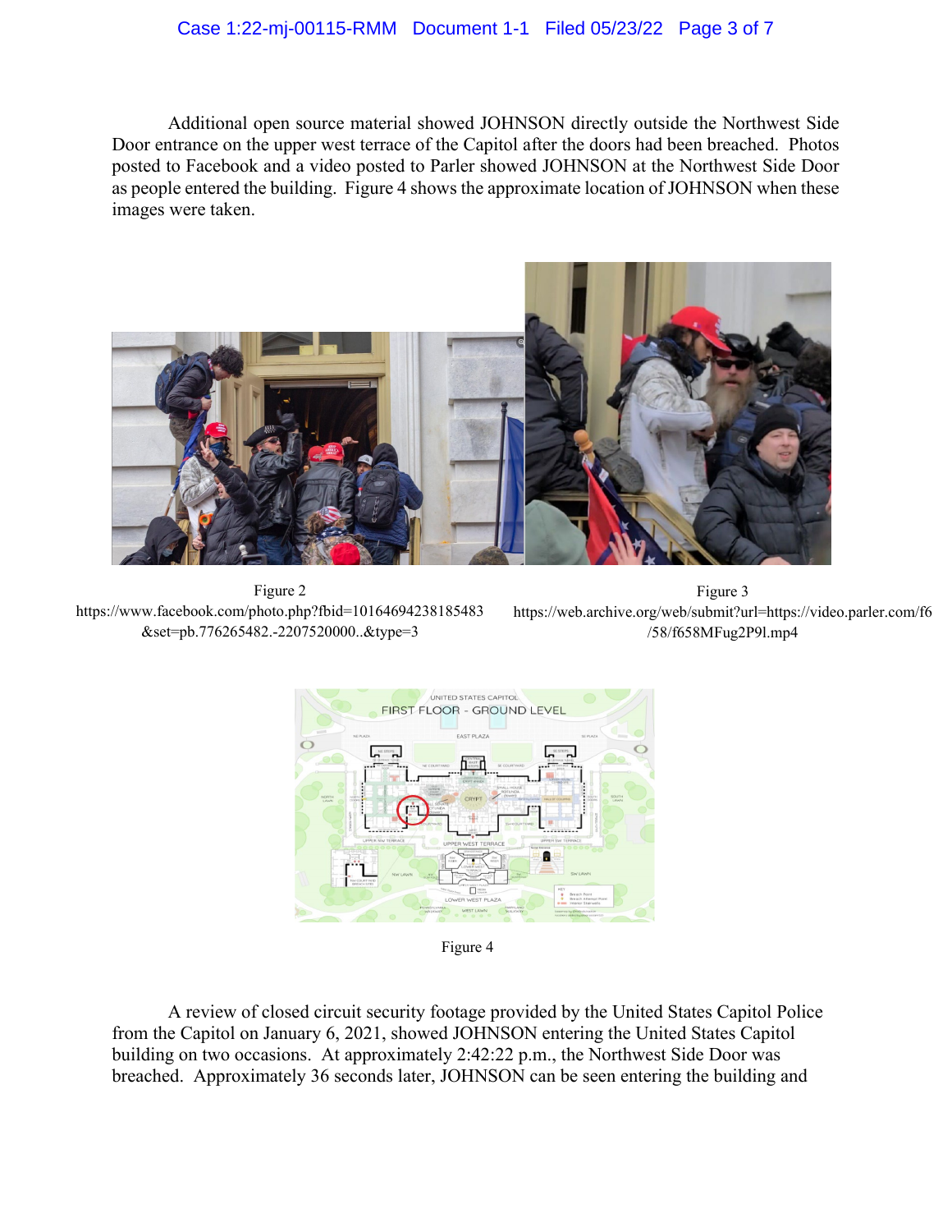Additional open source material showed JOHNSON directly outside the Northwest Side Door entrance on the upper west terrace of the Capitol after the doors had been breached. Photos posted to Facebook and a video posted to Parler showed JOHNSON at the Northwest Side Door as people entered the building. Figure 4 shows the approximate location of JOHNSON when these images were taken.

Figure 2
https://www.facebook.com/photo.php?fbid=10164694238185483&set=pb.776265482.-2207520000..&type=3

Figure 3
https://web.archive.org/web/submit?url=https://video.parler.com/f6/58/f658MFug2P9l.mp4

Figure 4

A review of closed circuit security footage provided by the United States Capitol Police from the Capitol on January 6, 2021, showed JOHNSON entering the United States Capitol building on two occasions. At approximately 2:42:22 p.m., the Northwest Side Door was breached. Approximately 36 seconds later, JOHNSON can be seen entering the building and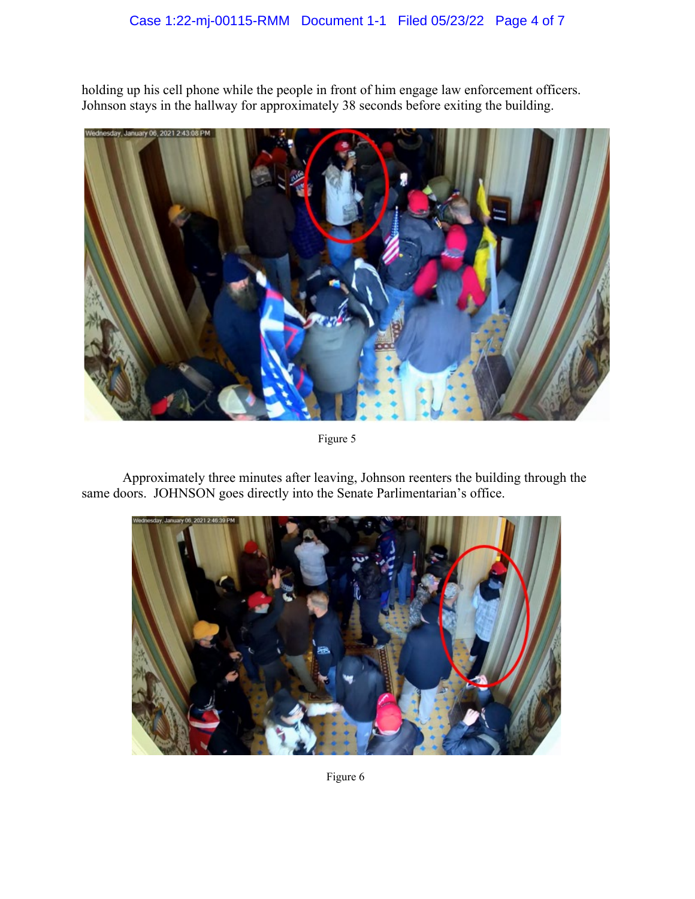holding up his cell phone while the people in front of him engage law enforcement officers. Johnson stays in the hallway for approximately 38 seconds before exiting the building.

Figure 5

Approximately three minutes after leaving, Johnson reenters the building through the same doors. JOHNSON goes directly into the Senate Parlimentarian's office.

Figure 6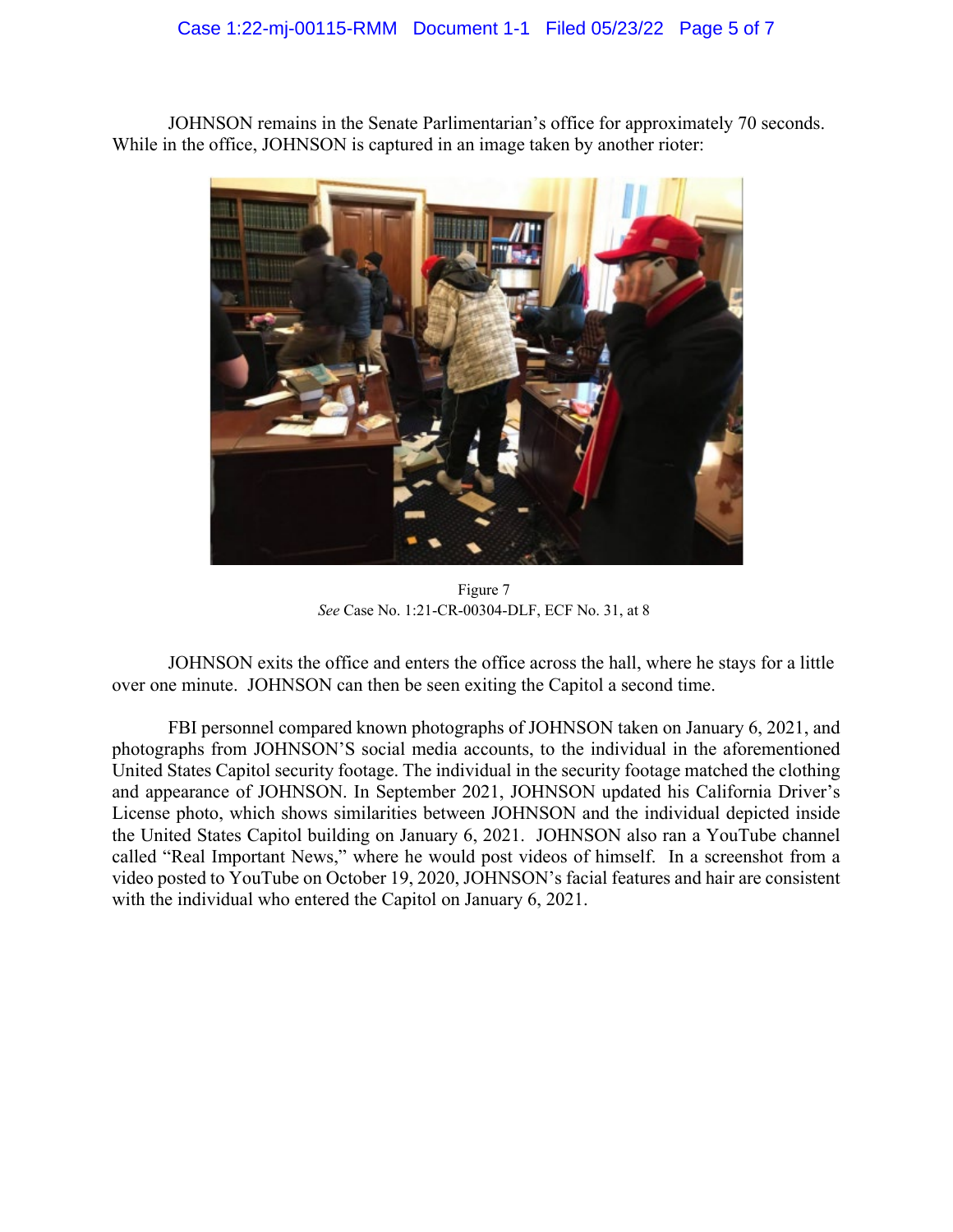JOHNSON remains in the Senate Parlimentarian's office for approximately 70 seconds. While in the office, JOHNSON is captured in an image taken by another rioter:

Figure 7
*See* Case No. 1:21-CR-00304-DLF, ECF No. 31, at 8

JOHNSON exits the office and enters the office across the hall, where he stays for a little over one minute. JOHNSON can then be seen exiting the Capitol a second time.

FBI personnel compared known photographs of JOHNSON taken on January 6, 2021, and photographs from JOHNSON'S social media accounts, to the individual in the aforementioned United States Capitol security footage. The individual in the security footage matched the clothing and appearance of JOHNSON. In September 2021, JOHNSON updated his California Driver's License photo, which shows similarities between JOHNSON and the individual depicted inside the United States Capitol building on January 6, 2021. JOHNSON also ran a YouTube channel called "Real Important News," where he would post videos of himself. In a screenshot from a video posted to YouTube on October 19, 2020, JOHNSON's facial features and hair are consistent with the individual who entered the Capitol on January 6, 2021.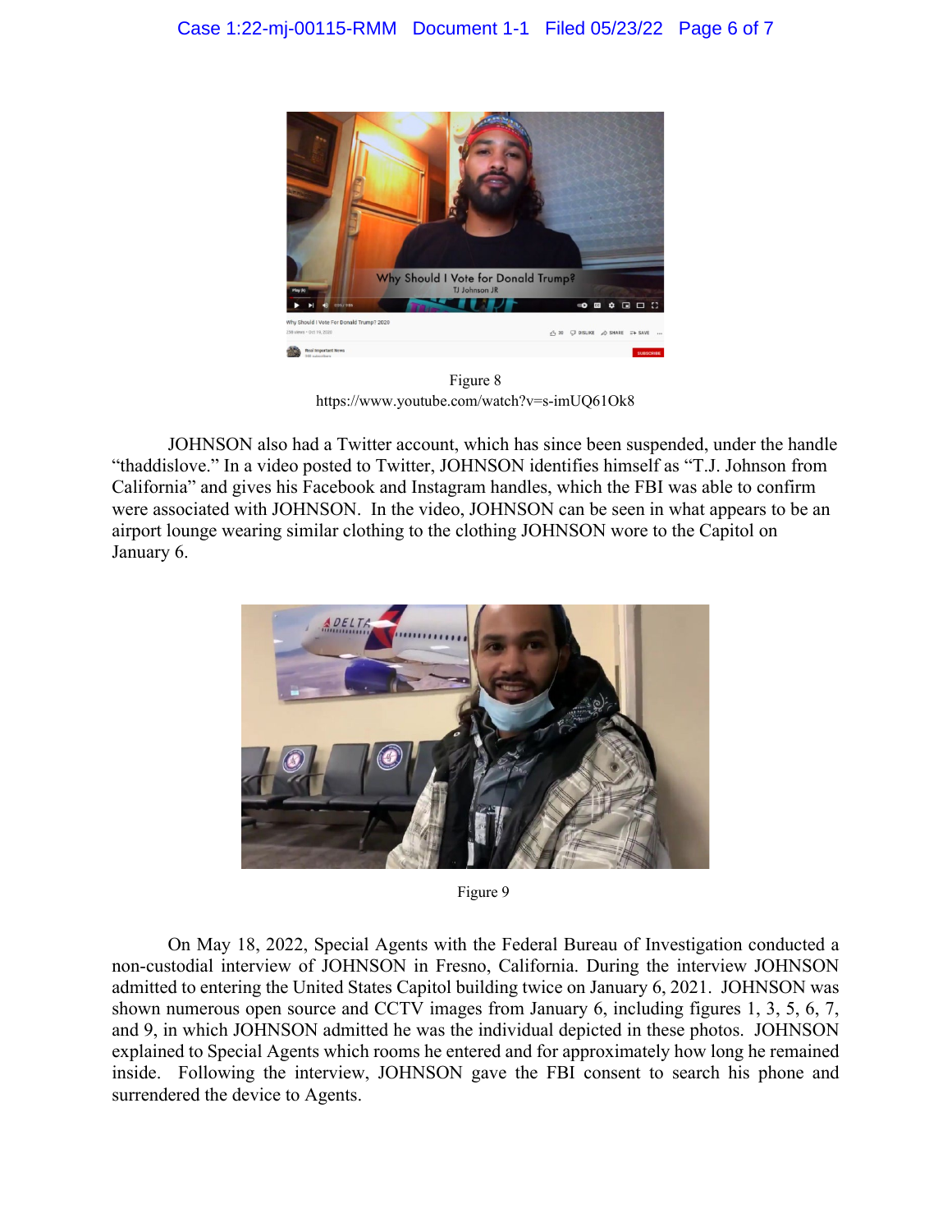Figure 8
https://www.youtube.com/watch?v=s-imUQ61Ok8

JOHNSON also had a Twitter account, which has since been suspended, under the handle "thaddislove." In a video posted to Twitter, JOHNSON identifies himself as "T.J. Johnson from California" and gives his Facebook and Instagram handles, which the FBI was able to confirm were associated with JOHNSON. In the video, JOHNSON can be seen in what appears to be an airport lounge wearing similar clothing to the clothing JOHNSON wore to the Capitol on January 6.

Figure 9

On May 18, 2022, Special Agents with the Federal Bureau of Investigation conducted a non-custodial interview of JOHNSON in Fresno, California. During the interview JOHNSON admitted to entering the United States Capitol building twice on January 6, 2021. JOHNSON was shown numerous open source and CCTV images from January 6, including figures 1, 3, 5, 6, 7, and 9, in which JOHNSON admitted he was the individual depicted in these photos. JOHNSON explained to Special Agents which rooms he entered and for approximately how long he remained inside. Following the interview, JOHNSON gave the FBI consent to search his phone and surrendered the device to Agents.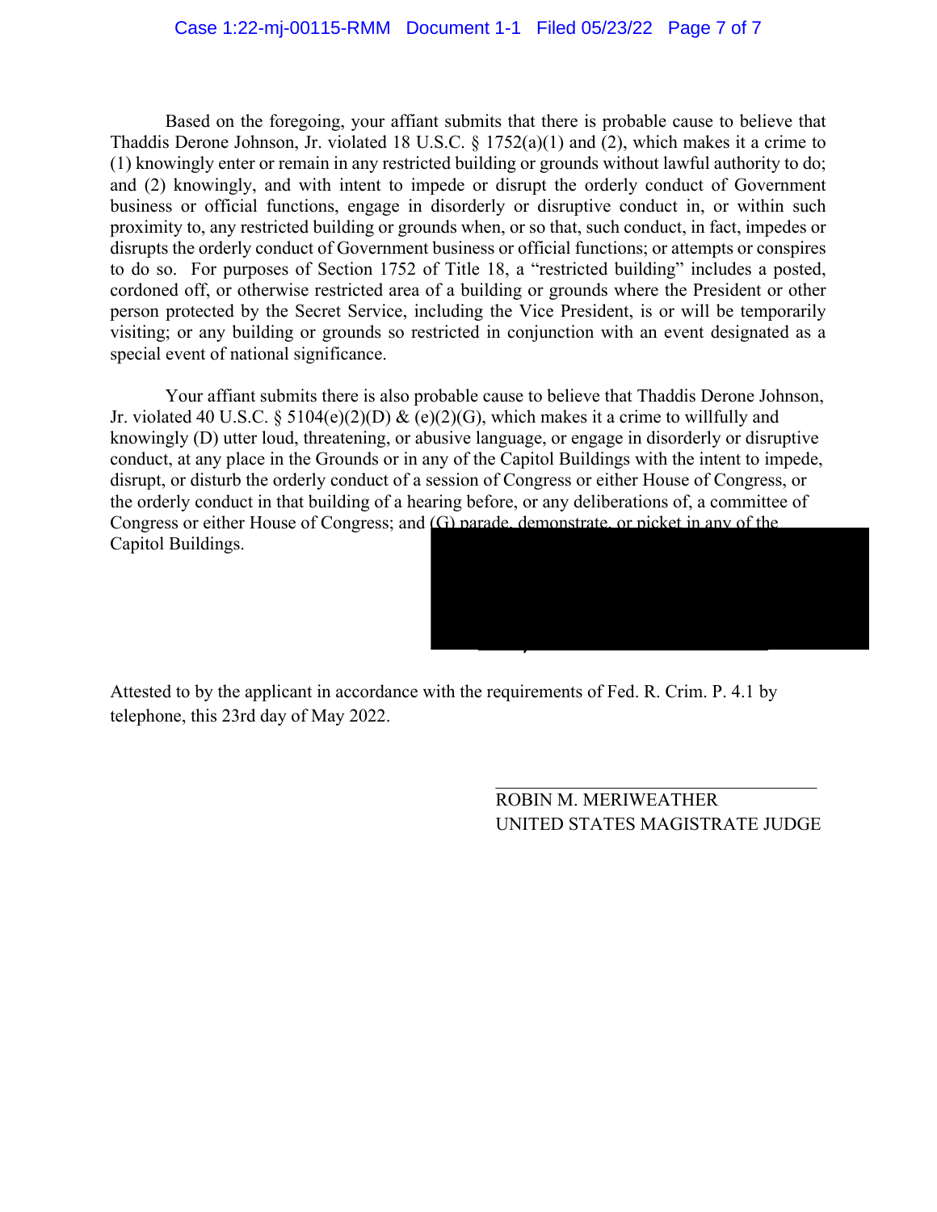Based on the foregoing, your affiant submits that there is probable cause to believe that Thaddis Derone Johnson, Jr. violated 18 U.S.C. § 1752(a)(1) and (2), which makes it a crime to (1) knowingly enter or remain in any restricted building or grounds without lawful authority to do; and (2) knowingly, and with intent to impede or disrupt the orderly conduct of Government business or official functions, engage in disorderly or disruptive conduct in, or within such proximity to, any restricted building or grounds when, or so that, such conduct, in fact, impedes or disrupts the orderly conduct of Government business or official functions; or attempts or conspires to do so. For purposes of Section 1752 of Title 18, a "restricted building" includes a posted, cordoned off, or otherwise restricted area of a building or grounds where the President or other person protected by the Secret Service, including the Vice President, is or will be temporarily visiting; or any building or grounds so restricted in conjunction with an event designated as a special event of national significance.

Your affiant submits there is also probable cause to believe that Thaddis Derone Johnson, Jr. violated 40 U.S.C. § 5104(e)(2)(D) & (e)(2)(G), which makes it a crime to willfully and knowingly (D) utter loud, threatening, or abusive language, or engage in disorderly or disruptive conduct, at any place in the Grounds or in any of the Capitol Buildings with the intent to impede, disrupt, or disturb the orderly conduct of a session of Congress or either House of Congress, or the orderly conduct in that building of a hearing before, or any deliberations of, a committee of Congress or either House of Congress; and (G) parade, demonstrate, or picket in any of the Capitol Buildings.

Attested to by the applicant in accordance with the requirements of Fed. R. Crim. P. 4.1 by telephone, this 23rd day of May 2022.

ROBIN M. MERIWEATHER
UNITED STATES MAGISTRATE JUDGE